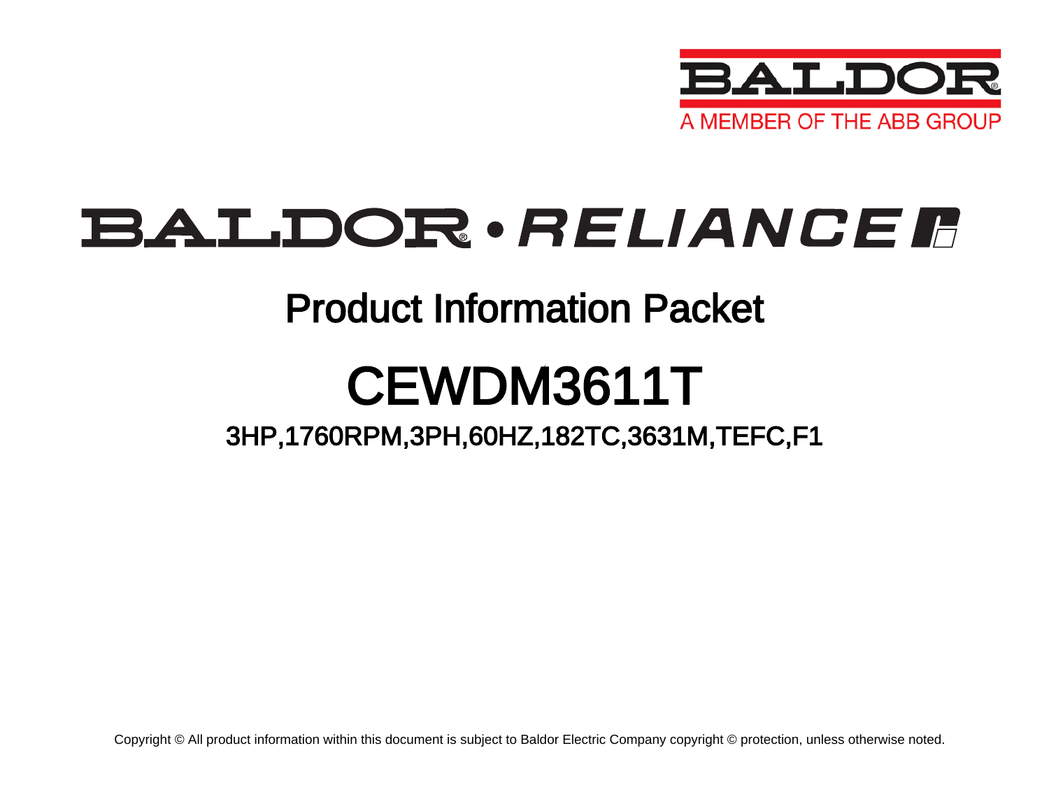BALDOR

A MEMBER OF THE ABB GROUP

BALDOR • RELIANCE

# Product Information Packet

# CEWDM3611T

## 3HP,1760RPM,3PH,60HZ,182TC,3631M,TEFC,F1

Copyright © All product information within this document is subject to Baldor Electric Company copyright © protection, unless otherwise noted.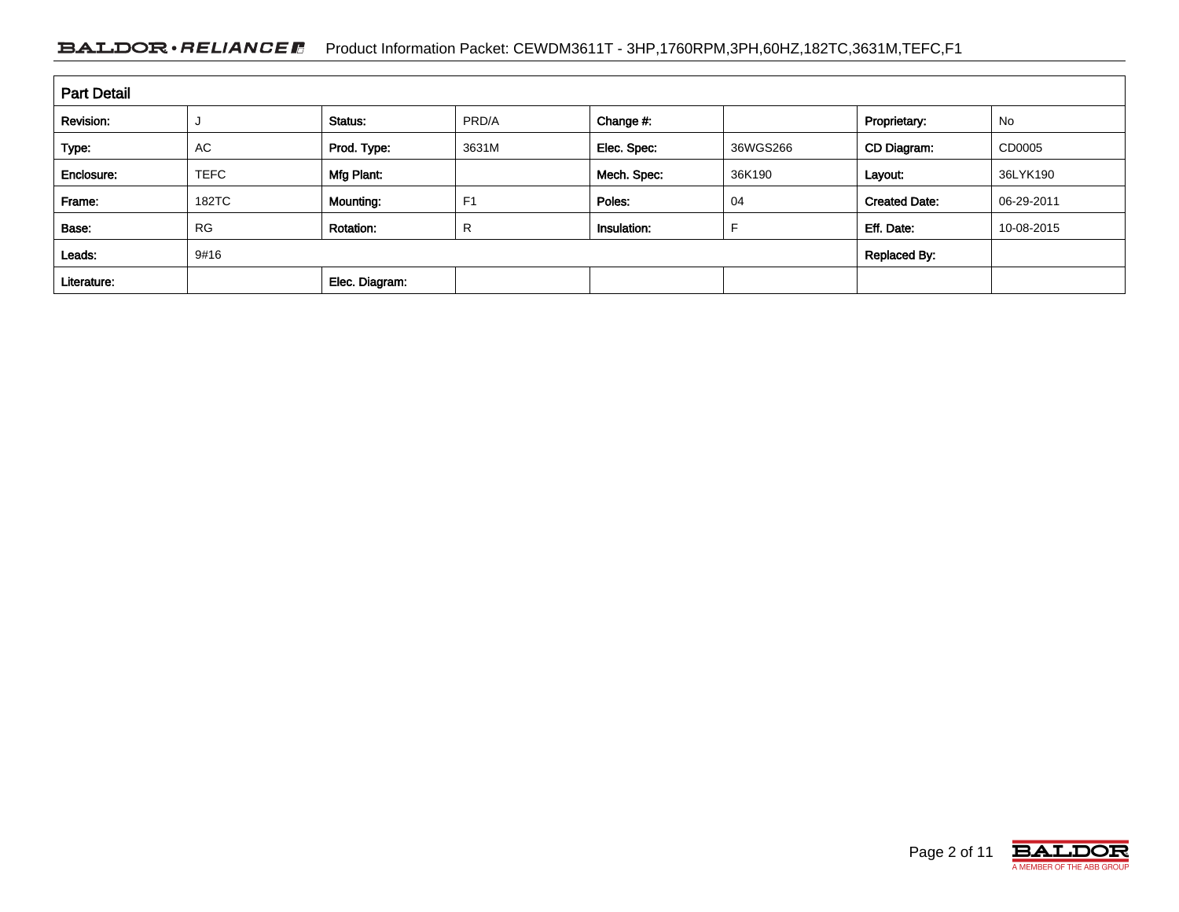## Part Detail

| Revision: | J | Status: | PRD/A | Change #: | | Proprietary: | No |
|---|---|---|---|---|---|---|---|
| Type: | AC | Prod. Type: | 3631M | Elec. Spec: | 36WGS266 | CD Diagram: | CD0005 |
| Enclosure: | TEFC | Mfg Plant: | | Mech. Spec: | 36K190 | Layout: | 36LYK190 |
| Frame: | 182TC | Mounting: | F1 | Poles: | 04 | Created Date: | 06-29-2011 |
| Base: | RG | Rotation: | R | Insulation: | F | Eff. Date: | 10-08-2015 |
| Leads: | 9#16 | | | | | Replaced By: | |
| Literature: | | Elec. Diagram: | | | | | |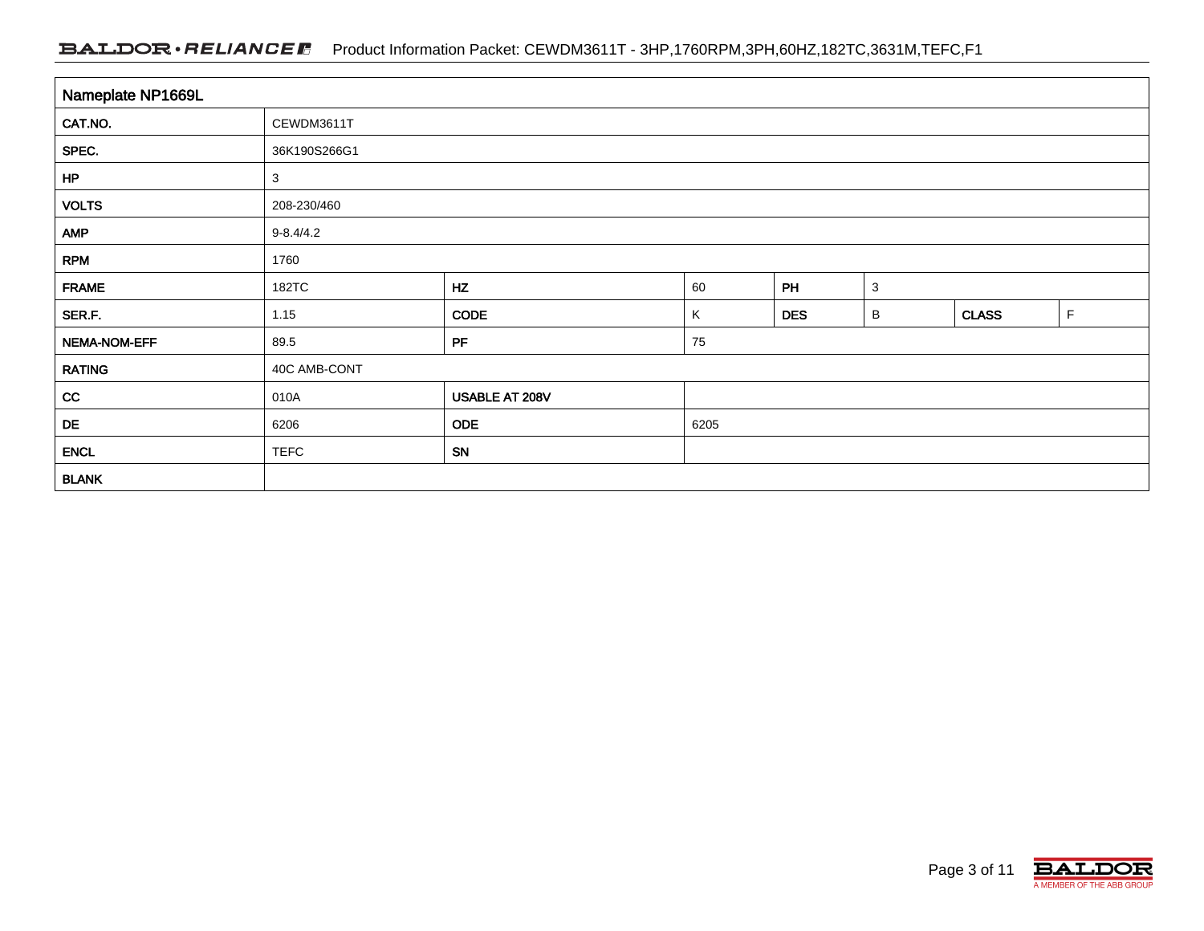| Nameplate NP1669L | | | | | | | |
|---|---|---|---|---|---|---|---|
| CAT.NO. | CEWDM3611T | | | | | | |
| SPEC. | 36K190S266G1 | | | | | | |
| HP | 3 | | | | | | |
| VOLTS | 208-230/460 | | | | | | |
| AMP | 9-8.4/4.2 | | | | | | |
| RPM | 1760 | | | | | | |
| FRAME | 182TC | HZ | 60 | PH | 3 | | |
| SER.F. | 1.15 | CODE | K | DES | B | CLASS | F |
| NEMA-NOM-EFF | 89.5 | PF | 75 | | | | |
| RATING | 40C AMB-CONT | | | | | | |
| CC | 010A | USABLE AT 208V | | | | | |
| DE | 6206 | ODE | 6205 | | | | |
| ENCL | TEFC | SN | | | | | |
| BLANK | | | | | | | |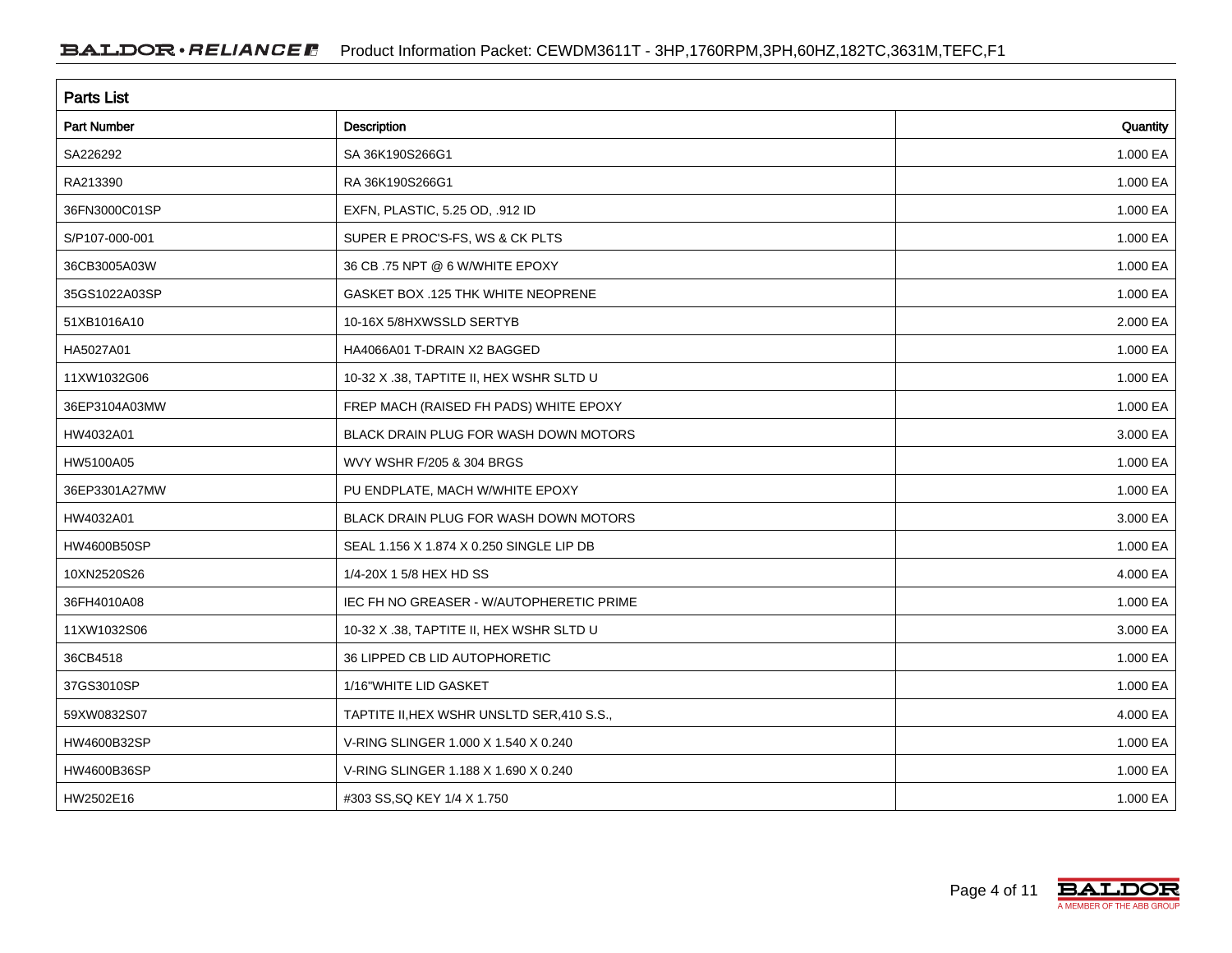## Parts List

| Part Number | Description | Quantity |
|---|---|---|
| SA226292 | SA 36K190S266G1 | 1.000 EA |
| RA213390 | RA 36K190S266G1 | 1.000 EA |
| 36FN3000C01SP | EXFN, PLASTIC, 5.25 OD, .912 ID | 1.000 EA |
| S/P107-000-001 | SUPER E PROC'S-FS, WS & CK PLTS | 1.000 EA |
| 36CB3005A03W | 36 CB .75 NPT @ 6 W/WHITE EPOXY | 1.000 EA |
| 35GS1022A03SP | GASKET BOX .125 THK WHITE NEOPRENE | 1.000 EA |
| 51XB1016A10 | 10-16X 5/8HXWSSLD SERTYB | 2.000 EA |
| HA5027A01 | HA4066A01 T-DRAIN X2 BAGGED | 1.000 EA |
| 11XW1032G06 | 10-32 X .38, TAPTITE II, HEX WSHR SLTD U | 1.000 EA |
| 36EP3104A03MW | FREP MACH (RAISED FH PADS) WHITE EPOXY | 1.000 EA |
| HW4032A01 | BLACK DRAIN PLUG FOR WASH DOWN MOTORS | 3.000 EA |
| HW5100A05 | WVY WSHR F/205 & 304 BRGS | 1.000 EA |
| 36EP3301A27MW | PU ENDPLATE, MACH W/WHITE EPOXY | 1.000 EA |
| HW4032A01 | BLACK DRAIN PLUG FOR WASH DOWN MOTORS | 3.000 EA |
| HW4600B50SP | SEAL 1.156 X 1.874 X 0.250 SINGLE LIP DB | 1.000 EA |
| 10XN2520S26 | 1/4-20X 1 5/8 HEX HD SS | 4.000 EA |
| 36FH4010A08 | IEC FH NO GREASER - W/AUTOPHERETIC PRIME | 1.000 EA |
| 11XW1032S06 | 10-32 X .38, TAPTITE II, HEX WSHR SLTD U | 3.000 EA |
| 36CB4518 | 36 LIPPED CB LID AUTOPHORETIC | 1.000 EA |
| 37GS3010SP | 1/16"WHITE LID GASKET | 1.000 EA |
| 59XW0832S07 | TAPTITE II,HEX WSHR UNSLTD SER,410 S.S., | 4.000 EA |
| HW4600B32SP | V-RING SLINGER 1.000 X 1.540 X 0.240 | 1.000 EA |
| HW4600B36SP | V-RING SLINGER 1.188 X 1.690 X 0.240 | 1.000 EA |
| HW2502E16 | #303 SS,SQ KEY 1/4 X 1.750 | 1.000 EA |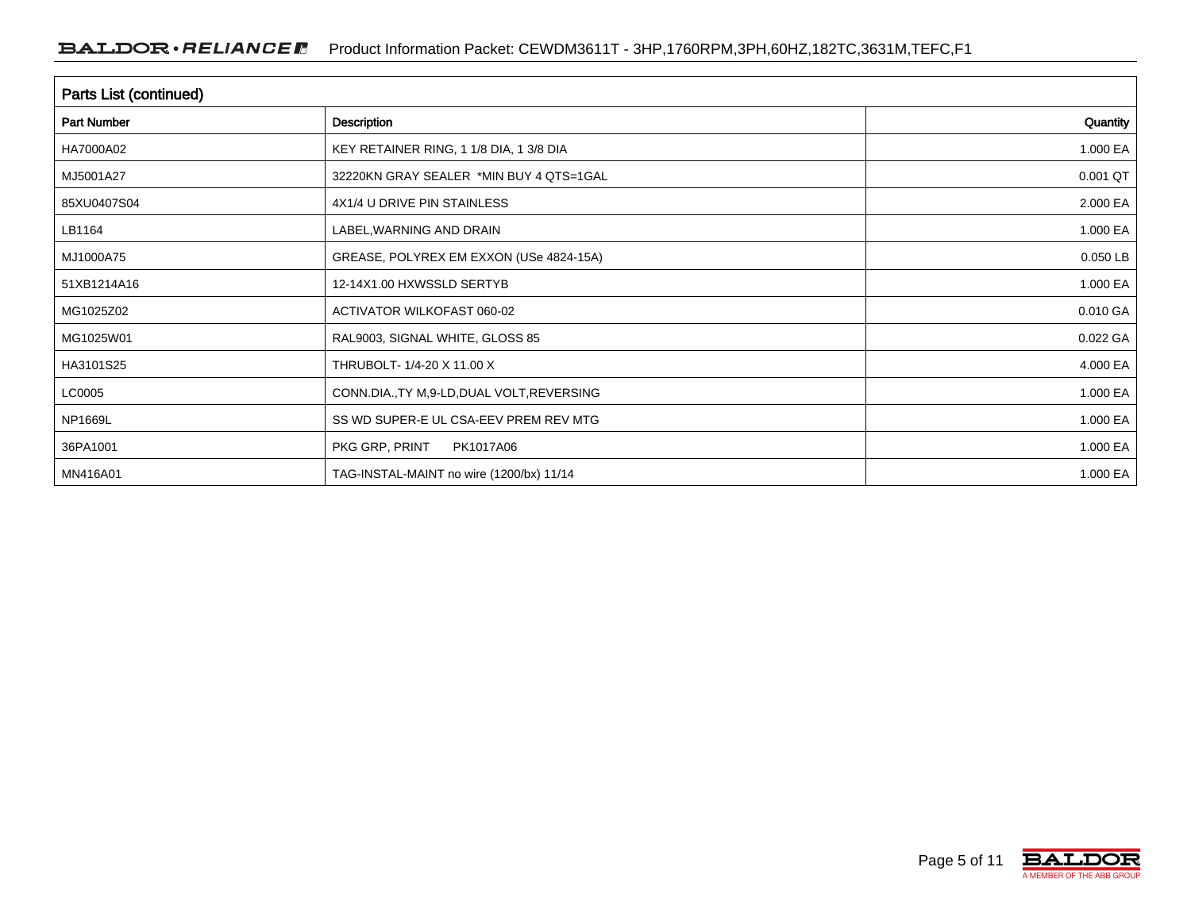## Parts List (continued)

| Part Number | Description | Quantity |
|---|---|---|
| HA7000A02 | KEY RETAINER RING, 1 1/8 DIA, 1 3/8 DIA | 1.000 EA |
| MJ5001A27 | 32220KN GRAY SEALER *MIN BUY 4 QTS=1GAL | 0.001 QT |
| 85XU0407S04 | 4X1/4 U DRIVE PIN STAINLESS | 2.000 EA |
| LB1164 | LABEL,WARNING AND DRAIN | 1.000 EA |
| MJ1000A75 | GREASE, POLYREX EM EXXON (USe 4824-15A) | 0.050 LB |
| 51XB1214A16 | 12-14X1.00 HXWSSLD SERTYB | 1.000 EA |
| MG1025Z02 | ACTIVATOR WILKOFAST 060-02 | 0.010 GA |
| MG1025W01 | RAL9003, SIGNAL WHITE, GLOSS 85 | 0.022 GA |
| HA3101S25 | THRUBOLT- 1/4-20 X 11.00 X | 4.000 EA |
| LC0005 | CONN.DIA.,TY M,9-LD,DUAL VOLT,REVERSING | 1.000 EA |
| NP1669L | SS WD SUPER-E UL CSA-EEV PREM REV MTG | 1.000 EA |
| 36PA1001 | PKG GRP, PRINT PK1017A06 | 1.000 EA |
| MN416A01 | TAG-INSTAL-MAINT no wire (1200/bx) 11/14 | 1.000 EA |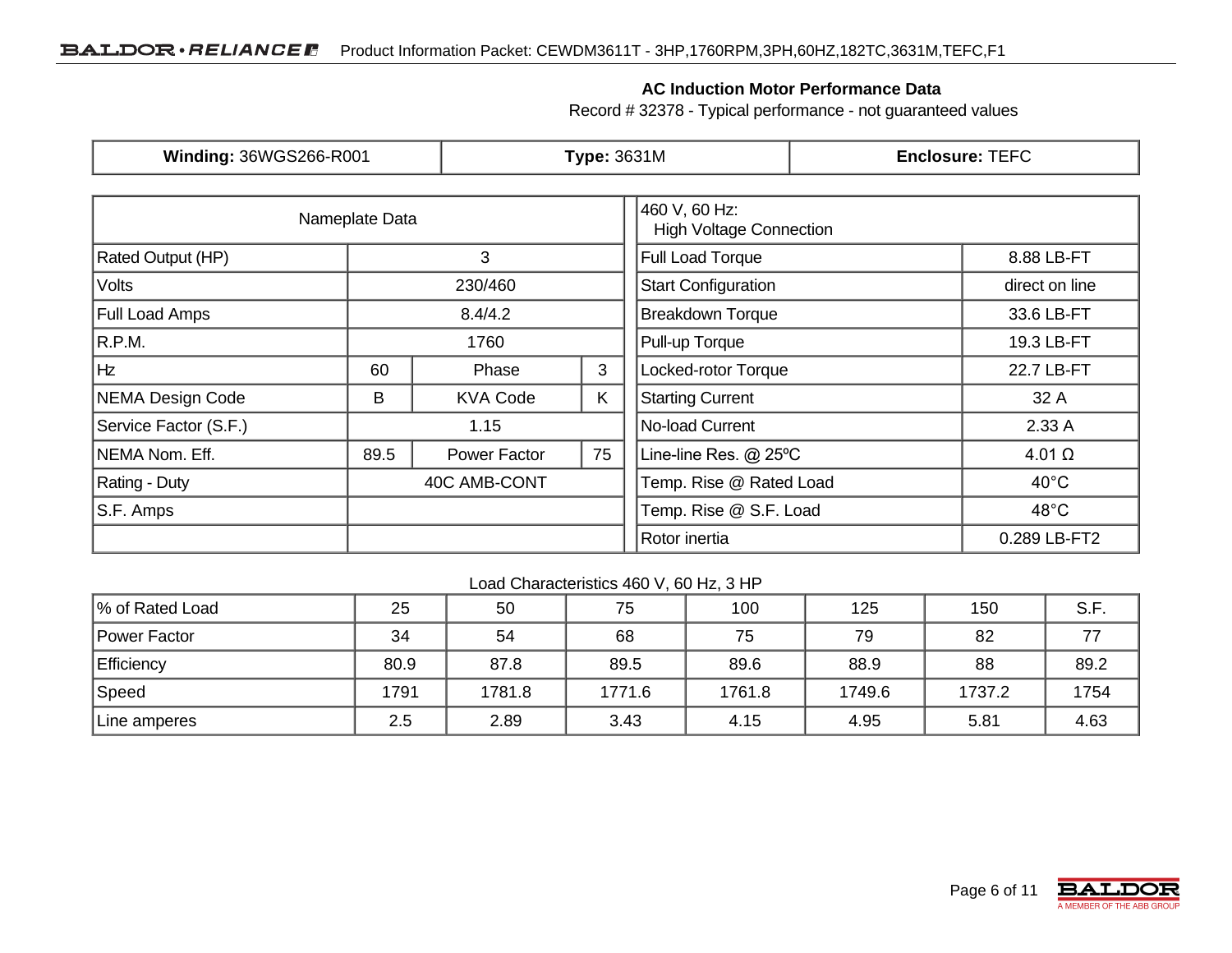## AC Induction Motor Performance Data

Record # 32378 - Typical performance - not guaranteed values

| **Winding:** 36WGS266-R001 | **Type:** 3631M | **Enclosure:** TEFC |
|---|---|---|

| Nameplate Data | | | |
|---|---|---|---|
| Rated Output (HP) | 3 | | |
| Volts | 230/460 | | |
| Full Load Amps | 8.4/4.2 | | |
| R.P.M. | 1760 | | |
| Hz | 60 | Phase | 3 |
| NEMA Design Code | B | KVA Code | K |
| Service Factor (S.F.) | 1.15 | | |
| NEMA Nom. Eff. | 89.5 | Power Factor | 75 |
| Rating - Duty | 40C AMB-CONT | | |
| S.F. Amps | | | |

| 460 V, 60 Hz: High Voltage Connection | |
|---|---|
| Full Load Torque | 8.88 LB-FT |
| Start Configuration | direct on line |
| Breakdown Torque | 33.6 LB-FT |
| Pull-up Torque | 19.3 LB-FT |
| Locked-rotor Torque | 22.7 LB-FT |
| Starting Current | 32 A |
| No-load Current | 2.33 A |
| Line-line Res. @ 25ºC | 4.01 Ω |
| Temp. Rise @ Rated Load | 40°C |
| Temp. Rise @ S.F. Load | 48°C |
| Rotor inertia | 0.289 LB-FT2 |

Load Characteristics 460 V, 60 Hz, 3 HP

| % of Rated Load | 25 | 50 | 75 | 100 | 125 | 150 | S.F. |
|---|---|---|---|---|---|---|---|
| Power Factor | 34 | 54 | 68 | 75 | 79 | 82 | 77 |
| Efficiency | 80.9 | 87.8 | 89.5 | 89.6 | 88.9 | 88 | 89.2 |
| Speed | 1791 | 1781.8 | 1771.6 | 1761.8 | 1749.6 | 1737.2 | 1754 |
| Line amperes | 2.5 | 2.89 | 3.43 | 4.15 | 4.95 | 5.81 | 4.63 |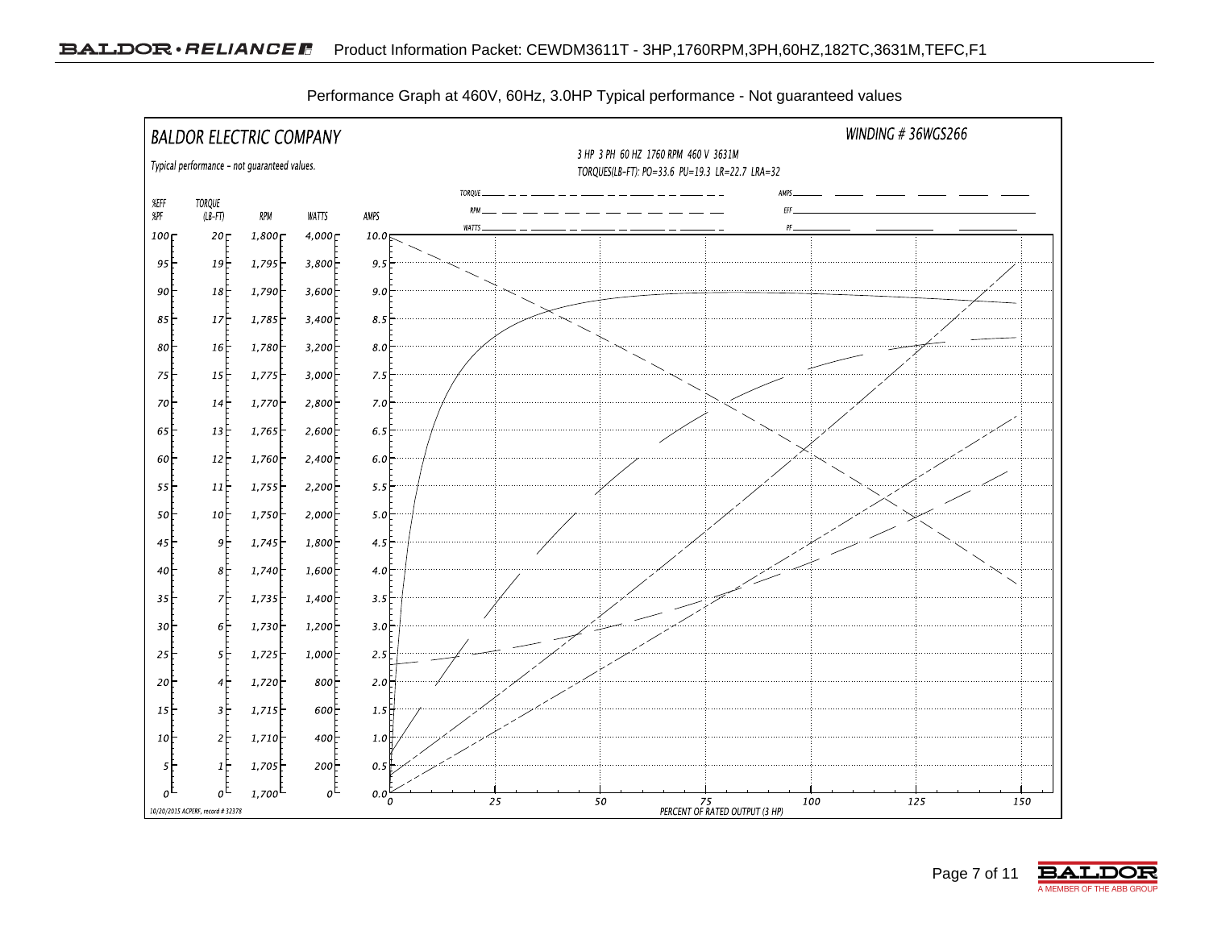Performance Graph at 460V, 60Hz, 3.0HP Typical performance - Not guaranteed values

**BALDOR ELECTRIC COMPANY**

*Typical performance - not guaranteed values.*

*WINDING # 36WGS266*

*3 HP 3 PH 60 HZ 1760 RPM 460 V 3631M*

*TORQUES(LB-FT): PO=33.6 PU=19.3 LR=22.7 LRA=32*

Legend: TORQUE, RPM, WATTS, AMPS, EFF, PF

| %EFF %PF | TORQUE (LB-FT) | RPM | WATTS | AMPS |
|---|---|---|---|---|
| 100 | 20 | 1,800 | 4,000 | 10.0 |
| 95 | 19 | 1,795 | 3,800 | 9.5 |
| 90 | 18 | 1,790 | 3,600 | 9.0 |
| 85 | 17 | 1,785 | 3,400 | 8.5 |
| 80 | 16 | 1,780 | 3,200 | 8.0 |
| 75 | 15 | 1,775 | 3,000 | 7.5 |
| 70 | 14 | 1,770 | 2,800 | 7.0 |
| 65 | 13 | 1,765 | 2,600 | 6.5 |
| 60 | 12 | 1,760 | 2,400 | 6.0 |
| 55 | 11 | 1,755 | 2,200 | 5.5 |
| 50 | 10 | 1,750 | 2,000 | 5.0 |
| 45 | 9 | 1,745 | 1,800 | 4.5 |
| 40 | 8 | 1,740 | 1,600 | 4.0 |
| 35 | 7 | 1,735 | 1,400 | 3.5 |
| 30 | 6 | 1,730 | 1,200 | 3.0 |
| 25 | 5 | 1,725 | 1,000 | 2.5 |
| 20 | 4 | 1,720 | 800 | 2.0 |
| 15 | 3 | 1,715 | 600 | 1.5 |
| 10 | 2 | 1,710 | 400 | 1.0 |
| 5 | 1 | 1,705 | 200 | 0.5 |
| 0 | 0 | 1,700 | 0 | 0.0 |

X-axis: 0, 25, 50, 75, 100, 125, 150 — *PERCENT OF RATED OUTPUT (3 HP)*

*10/20/2015 ACPERF, record # 32378*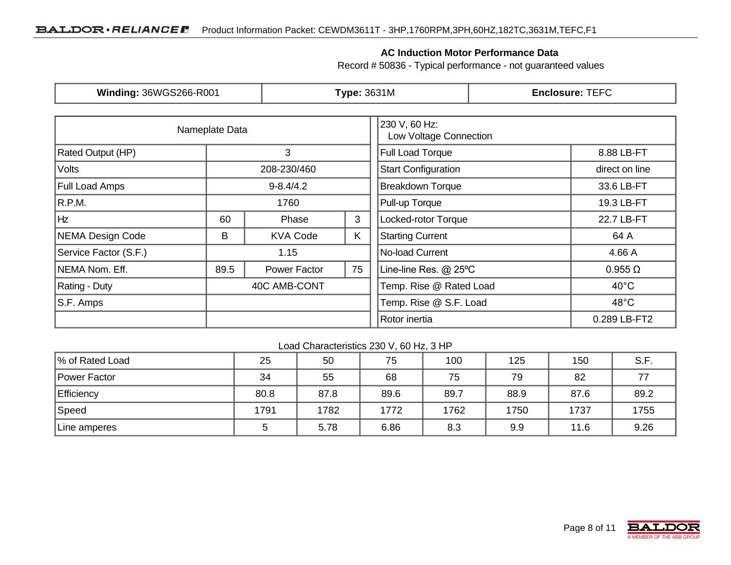## AC Induction Motor Performance Data

Record # 50836 - Typical performance - not guaranteed values

| **Winding:** 36WGS266-R001 | **Type:** 3631M | **Enclosure:** TEFC |
|---|---|---|

| Nameplate Data | | | | 230 V, 60 Hz: Low Voltage Connection | |
|---|---|---|---|---|---|
| Rated Output (HP) | 3 | | | Full Load Torque | 8.88 LB-FT |
| Volts | 208-230/460 | | | Start Configuration | direct on line |
| Full Load Amps | 9-8.4/4.2 | | | Breakdown Torque | 33.6 LB-FT |
| R.P.M. | 1760 | | | Pull-up Torque | 19.3 LB-FT |
| Hz | 60 | Phase | 3 | Locked-rotor Torque | 22.7 LB-FT |
| NEMA Design Code | B | KVA Code | K | Starting Current | 64 A |
| Service Factor (S.F.) | 1.15 | | | No-load Current | 4.66 A |
| NEMA Nom. Eff. | 89.5 | Power Factor | 75 | Line-line Res. @ 25ºC | 0.955 Ω |
| Rating - Duty | 40C AMB-CONT | | | Temp. Rise @ Rated Load | 40°C |
| S.F. Amps | | | | Temp. Rise @ S.F. Load | 48°C |
| | | | | Rotor inertia | 0.289 LB-FT2 |

Load Characteristics 230 V, 60 Hz, 3 HP

| % of Rated Load | 25 | 50 | 75 | 100 | 125 | 150 | S.F. |
|---|---|---|---|---|---|---|---|
| Power Factor | 34 | 55 | 68 | 75 | 79 | 82 | 77 |
| Efficiency | 80.8 | 87.8 | 89.6 | 89.7 | 88.9 | 87.6 | 89.2 |
| Speed | 1791 | 1782 | 1772 | 1762 | 1750 | 1737 | 1755 |
| Line amperes | 5 | 5.78 | 6.86 | 8.3 | 9.9 | 11.6 | 9.26 |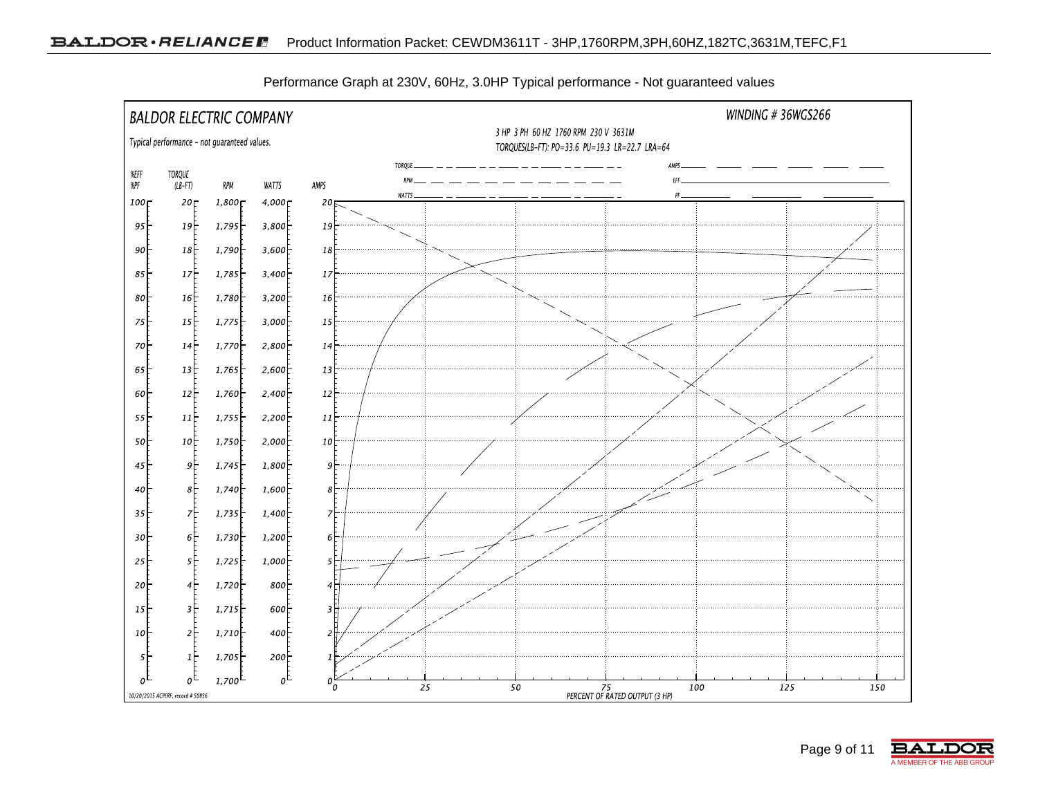Performance Graph at 230V, 60Hz, 3.0HP Typical performance - Not guaranteed values

BALDOR ELECTRIC COMPANY

Typical performance - not guaranteed values.

WINDING # 36WGS266

3 HP 3 PH 60 HZ 1760 RPM 230 V 3631M

TORQUES(LB-FT): PO=33.6 PU=19.3 LR=22.7 LRA=64

TORQUE, RPM, WATTS, AMPS, EFF, PF

| %EFF %PF | TORQUE (LB-FT) | RPM | WATTS | AMPS |
|---|---|---|---|---|
| 100 | 20 | 1,800 | 4,000 | 20 |
| 95 | 19 | 1,795 | 3,800 | 19 |
| 90 | 18 | 1,790 | 3,600 | 18 |
| 85 | 17 | 1,785 | 3,400 | 17 |
| 80 | 16 | 1,780 | 3,200 | 16 |
| 75 | 15 | 1,775 | 3,000 | 15 |
| 70 | 14 | 1,770 | 2,800 | 14 |
| 65 | 13 | 1,765 | 2,600 | 13 |
| 60 | 12 | 1,760 | 2,400 | 12 |
| 55 | 11 | 1,755 | 2,200 | 11 |
| 50 | 10 | 1,750 | 2,000 | 10 |
| 45 | 9 | 1,745 | 1,800 | 9 |
| 40 | 8 | 1,740 | 1,600 | 8 |
| 35 | 7 | 1,735 | 1,400 | 7 |
| 30 | 6 | 1,730 | 1,200 | 6 |
| 25 | 5 | 1,725 | 1,000 | 5 |
| 20 | 4 | 1,720 | 800 | 4 |
| 15 | 3 | 1,715 | 600 | 3 |
| 10 | 2 | 1,710 | 400 | 2 |
| 5 | 1 | 1,705 | 200 | 1 |
| 0 | 0 | 1,700 | 0 | 0 |

0 25 50 75 100 125 150

PERCENT OF RATED OUTPUT (3 HP)

10/20/2015 ACPERF, record # 50836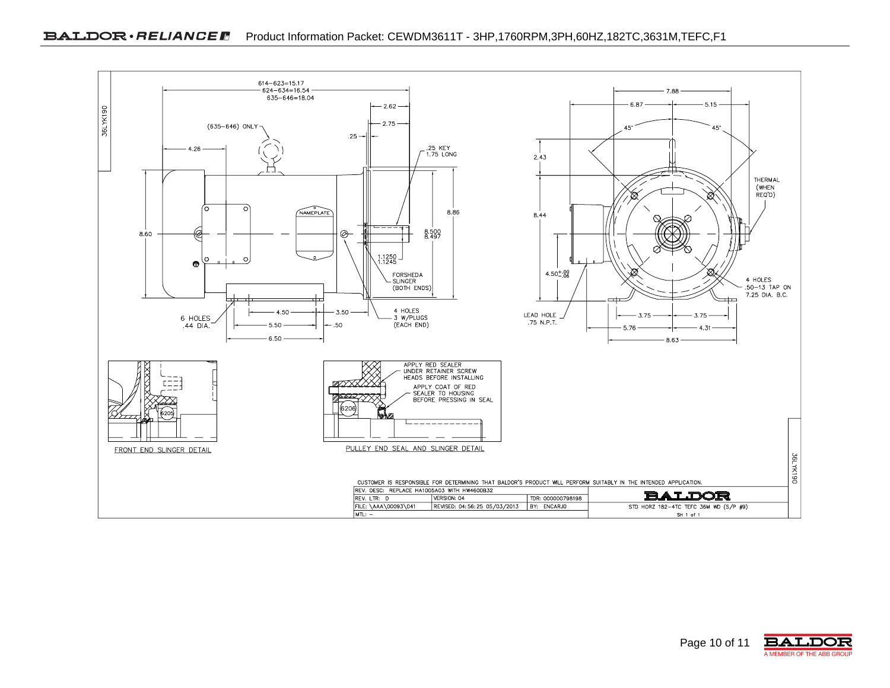614–623=15.17
624–634=16.54
635–646=18.04

(635–646) ONLY

4.26

2.62

2.75

.25

.25 KEY
1.75 LONG

NAMEPLATE

8.60

8.86

8.500
8.497

1.1250
1.1245

FORSHEDA
SLINGER
(BOTH ENDS)

6 HOLES
.44 DIA.

4.50

3.50

5.50

.50

6.50

4 HOLES
3 W/PLUGS
(EACH END)

7.88

6.87

5.15

45°

45°

2.43

THERMAL
(WHEN
REQ'D)

8.44

$4.50^{+.00}_{-.06}$

4 HOLES
.50–13 TAP ON
7.25 DIA. B.C.

LEAD HOLE
.75 N.P.T.

3.75

3.75

5.76

4.31

8.63

6205

FRONT END SLINGER DETAIL

APPLY RED SEALER
UNDER RETAINER SCREW
HEADS BEFORE INSTALLING

APPLY COAT OF RED
SEALER TO HOUSING
BEFORE PRESSING IN SEAL

6206

PULLEY END SEAL AND SLINGER DETAIL

36LYK190

CUSTOMER IS RESPONSIBLE FOR DETERMINING THAT BALDOR'S PRODUCT WILL PERFORM SUITABLY IN THE INTENDED APPLICATION.

| REV. DESC: REPLACE HA1005A03 WITH HW4600B32 | | | BALDOR |
|---|---|---|---|
| REV. LTR: D | VERSION: 04 | TDR: 000000798198 | |
| FILE: \AAA\00093\041 | REVISED: 04:56:25 05/03/2013 | BY: ENCARJ0 | STD HORZ 182–4TC TEFC 36M WD (S/P #9) |
| MTL: – | | | SH 1 of 1 |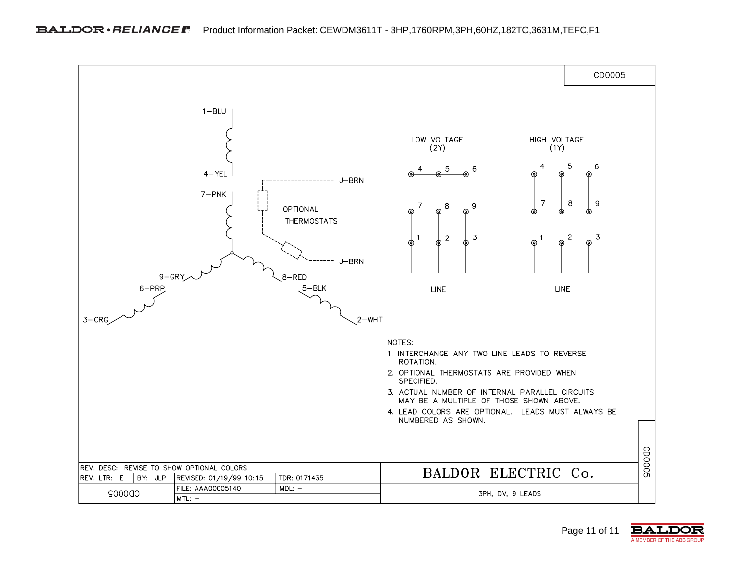CD0005

1-BLU

4-YEL

7-PNK

9-GRY

6-PRP

3-ORG

8-RED

5-BLK

2-WHT

J-BRN

OPTIONAL

THERMOSTATS

J-BRN

LOW VOLTAGE
(2Y)

4 5 6

7 8 9

1 2 3

LINE

HIGH VOLTAGE
(1Y)

4 5 6

7 8 9

1 2 3

LINE

NOTES:

1. INTERCHANGE ANY TWO LINE LEADS TO REVERSE ROTATION.
2. OPTIONAL THERMOSTATS ARE PROVIDED WHEN SPECIFIED.
3. ACTUAL NUMBER OF INTERNAL PARALLEL CIRCUITS MAY BE A MULTIPLE OF THOSE SHOWN ABOVE.
4. LEAD COLORS ARE OPTIONAL. LEADS MUST ALWAYS BE NUMBERED AS SHOWN.

| | | | | |
|---|---|---|---|---|
| REV. DESC: REVISE TO SHOW OPTIONAL COLORS | | | | BALDOR ELECTRIC Co. |
| REV. LTR: E | BY: JLP | REVISED: 01/19/99 10:15 | TDR: 0171435 | |
| CD0005 | | FILE: AAA00005140 | MDL: – | 3PH, DV, 9 LEADS |
| | | MTL: – | | |

CD0005